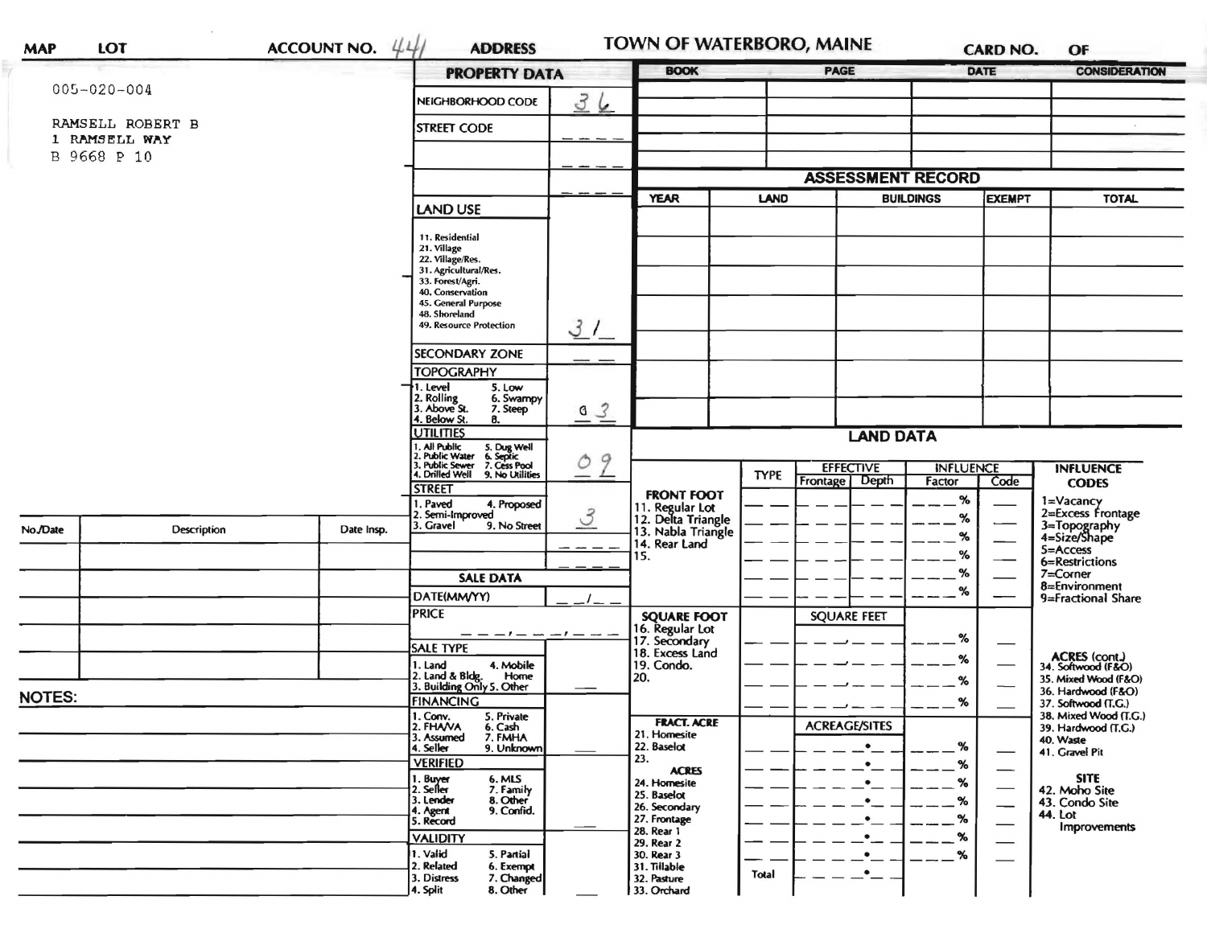| MAP | LOT | ACCOUNT NO. 441 | ADDRESS | TOWN OF WATERBORO, MAINE | CARD NO. | OF |
|---|---|---|---|---|---|---|

005-020-004

RAMSELL ROBERT B
1 RAMSELL WAY
B 9668 P 10

## PROPERTY DATA

| | |
|---|---|
| NEIGHBORHOOD CODE | 36 |
| STREET CODE | |

**LAND USE**: 31

11. Residential
21. Village
22. Village/Res.
31. Agricultural/Res.
33. Forest/Agri.
40. Conservation
45. General Purpose
48. Shoreland
49. Resource Protection

**SECONDARY ZONE**

**TOPOGRAPHY**: 03

1. Level
2. Rolling
3. Above St.
4. Below St.
5. Low
6. Swampy
7. Steep
8.

**UTILITIES**: 09

1. All Public
2. Public Water
3. Public Sewer
4. Drilled Well
5. Dug Well
6. Septic
7. Cess Pool
9. No Utilities

**STREET**: 3

1. Paved
2. Semi-Improved
3. Gravel
4. Proposed
9. No Street

## SALE DATA

DATE(MM/YY)

PRICE

**SALE TYPE**

1. Land
2. Land & Bldg.
3. Building Only
4. Mobile Home
5. Other

**FINANCING**

1. Conv.
2. FHA/VA
3. Assumed
4. Seller
5. Private
6. Cash
7. FMHA
9. Unknown

**VERIFIED**

1. Buyer
2. Seller
3. Lender
4. Agent
5. Record
6. MLS
7. Family
8. Other
9. Confid.

**VALIDITY**

1. Valid
2. Related
3. Distress
4. Split
5. Partial
6. Exempt
7. Changed
8. Other

| BOOK | PAGE | DATE | CONSIDERATION |
|---|---|---|---|
| | | | |
| | | | |
| | | | |
| | | | |

## ASSESSMENT RECORD

| YEAR | LAND | BUILDINGS | EXEMPT | TOTAL |
|---|---|---|---|---|
| | | | | |

## LAND DATA

| | TYPE | EFFECTIVE Frontage | EFFECTIVE Depth | INFLUENCE Factor | INFLUENCE Code |
|---|---|---|---|---|---|
| **FRONT FOOT** 11. Regular Lot, 12. Delta Triangle, 13. Nabla Triangle, 14. Rear Land, 15. | | | | % | |
| **SQUARE FOOT** 16. Regular Lot, 17. Secondary, 18. Excess Land, 19. Condo., 20. | | SQUARE FEET | | % | |
| **FRACT. ACRE** 21. Homesite, 22. Baselot, 23. **ACRES** 24. Homesite, 25. Baselot, 26. Secondary, 27. Frontage, 28. Rear 1, 29. Rear 2, 30. Rear 3, 31. Tillable, 32. Pasture, 33. Orchard | | ACREAGE/SITES | | % | |
| | Total | | | | |

**INFLUENCE CODES**

1=Vacancy
2=Excess Frontage
3=Topography
4=Size/Shape
5=Access
6=Restrictions
7=Corner
8=Environment
9=Fractional Share

**ACRES (cont.)**

34. Softwood (F&O)
35. Mixed Wood (F&O)
36. Hardwood (F&O)
37. Softwood (T.G.)
38. Mixed Wood (T.G.)
39. Hardwood (T.G.)
40. Waste
41. Gravel Pit

**SITE**

42. Moho Site
43. Condo Site
44. Lot Improvements

| No./Date | Description | Date Insp. |
|---|---|---|
| | | |
| | | |
| | | |
| | | |
| | | |

**NOTES:**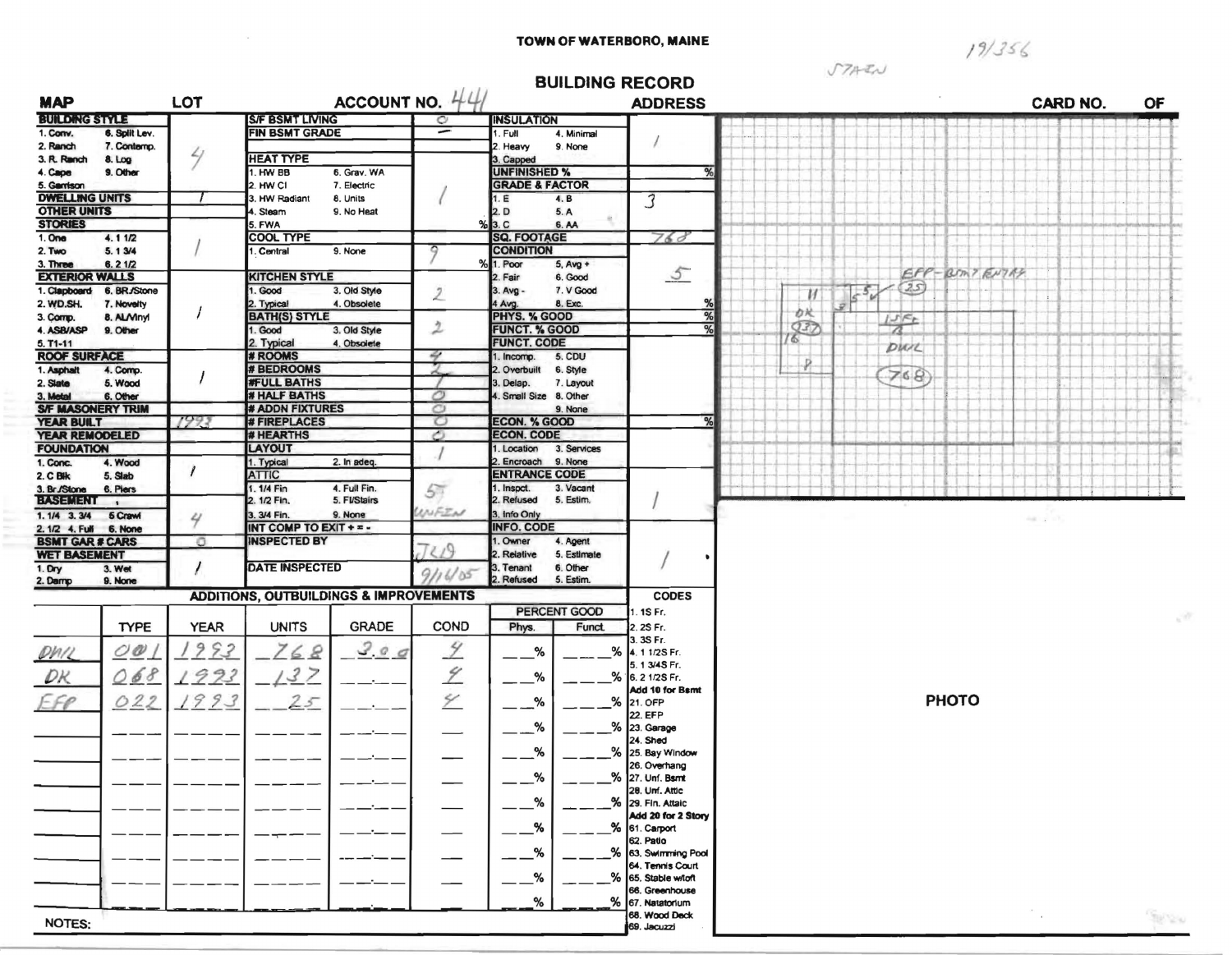# TOWN OF WATERBORO, MAINE

19/356

STAIN

## BUILDING RECORD

MAP | LOT | ACCOUNT NO. 441 | ADDRESS | CARD NO. | OF

| | | | | | |
|---|---|---|---|---|---|
| **BUILDING STYLE** 1. Conv. 6. Split Lev. 2. Ranch 7. Contemp. 3. R. Ranch 8. Log 4. Cape 9. Other 5. Garrison | 4 | **S/F BSMT LIVING** | 0 | **INSULATION** 1. Full 4. Minimal 2. Heavy 9. None 3. Capped | 1 |
| | | **FIN BSMT GRADE** | — | | |
| | | **HEAT TYPE** 1. HW BB 6. Grav. WA 2. HW CI 7. Electric 3. HW Radiant 8. Units 4. Steam 9. No Heat 5. FWA | 1 | **UNFINISHED %** | % |
| **DWELLING UNITS** | 1 | | % | **GRADE & FACTOR** 1. E 4. B 2. D 5. A 3. C 6. AA | 3 |
| **OTHER UNITS** | | | | | |
| **STORIES** 1. One 4. 1 1/2 2. Two 5. 1 3/4 3. Three 6. 2 1/2 | 1 | **COOL TYPE** 1. Central 9. None | 9 % | **SQ. FOOTAGE** | 768 |
| **EXTERIOR WALLS** 1. Clapboard 6. BR./Stone 2. WD.SH. 7. Novelty 3. Comp. 8. AL/Vinyl 4. ASB/ASP 9. Other 5. T1-11 | 1 | **KITCHEN STYLE** 1. Good 3. Old Style 2. Typical 4. Obsolete | 2 | **CONDITION** 1. Poor 5. Avg + 2. Fair 6. Good 3. Avg - 7. V Good 4. Avg. 8. Exc. | 5 |
| | | **BATH(S) STYLE** 1. Good 3. Old Style 2. Typical 4. Obsolete | 2 | **PHYS. % GOOD** | % |
| | | | | **FUNCT. % GOOD** | % |
| **ROOF SURFACE** 1. Asphalt 4. Comp. 2. Slate 5. Wood 3. Metal 6. Other | 1 | **# ROOMS** | 4 | **FUNCT. CODE** 1. Incomp. 5. CDU 2. Overbuilt 6. Style 3. Delap. 7. Layout 4. Small Size 8. Other 9. None | |
| | | **# BEDROOMS** | 2 | | |
| | | **#FULL BATHS** | 1 | | |
| | | **# HALF BATHS** | 0 | | |
| **S/F MASONERY TRIM** | | **# ADDN FIXTURES** | 0 | | |
| **YEAR BUILT** | 1993 | **# FIREPLACES** | 0 | **ECON. % GOOD** | % |
| **YEAR REMODELED** | | **# HEARTHS** | 0 | **ECON. CODE** 1. Location 3. Services 2. Encroach 9. None | |
| **FOUNDATION** 1. Conc. 4. Wood 2. C Blk 5. Slab 3. Br./Stone 6. Piers | 1 | **LAYOUT** 1. Typical 2. In adeq. | 1 | | |
| | | **ATTIC** 1. 1/4 Fin 4. Full Fin. 2. 1/2 Fin. 5. Fl/Stairs 3. 3/4 Fin. 9. None | 5 UNFIN | **ENTRANCE CODE** 1. Inspct. 3. Vacant 2. Refused 5. Estim. 3. Info Only | 1 |
| **BASEMENT** 1. 1/4 3. 3/4 5 Crawl 2. 1/2 4. Full 6. None | 4 | | | | |
| | | **INT COMP TO EXIT + = -** | | **INFO. CODE** 1. Owner 4. Agent 2. Relative 5. Estimate 3. Tenant 6. Other 2. Refused 5. Estim. | 1 |
| **BSMT GAR # CARS** | 0 | **INSPECTED BY** | JLD | | |
| **WET BASEMENT** 1. Dry 3. Wet 2. Damp 9. None | 1 | **DATE INSPECTED** | 9/14/05 | | |

EFP - BSMT ENTRY (25)
5, 5, 3
11, 16, 8
DK (137)
1SFr, 18
DWL (768)

### ADDITIONS, OUTBUILDINGS & IMPROVEMENTS

| | TYPE | YEAR | UNITS | GRADE | COND | PERCENT GOOD Phys. | Funct. |
|---|---|---|---|---|---|---|---|
| DWL | 001 | 1993 | 768 | 3.00 | 4 | % | % |
| DK | 068 | 1993 | 137 | | 4 | % | % |
| EFP | 022 | 1993 | 25 | | 4 | % | % |
| | | | | | | % | % |
| | | | | | | % | % |
| | | | | | | % | % |
| | | | | | | % | % |
| | | | | | | % | % |
| | | | | | | % | % |
| | | | | | | % | % |
| | | | | | | % | % |

**CODES**
1. 1S Fr.
2. 2S Fr.
3. 3S Fr.
4. 1 1/2S Fr.
5. 1 3/4S Fr.
6. 2 1/2S Fr.
Add 10 for Bsmt
21. OFP
22. EFP
23. Garage
24. Shed
25. Bay Window
26. Overhang
27. Unf. Bsmt
28. Unf. Attic
29. Fin. Attaic
Add 20 for 2 Story
61. Carport
62. Patio
63. Swimming Pool
64. Tennis Court
65. Stable w/loft
66. Greenhouse
67. Natatorium
68. Wood Deck
69. Jacuzzi

PHOTO

NOTES: